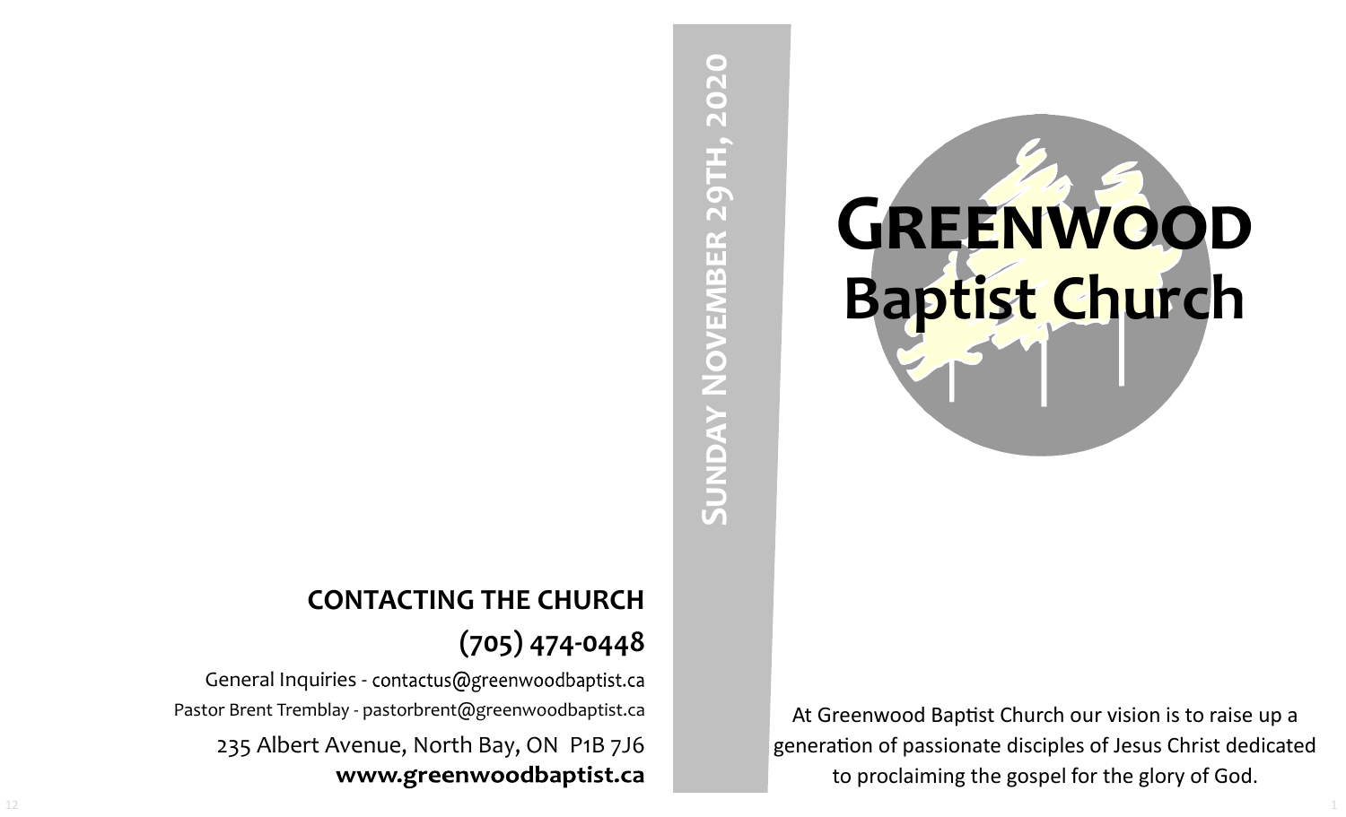## CONTACTING THE CHURCH

## (705) 474-0448

General Inquiries - contactus@greenwoodbaptist.ca

Pastor Brent Tremblay - pastorbrent@greenwoodbaptist.ca

235 Albert Avenue, North Bay, ON  P1B 7J6

**www.greenwoodbaptist.ca**

**Sunday November 29th, 2020**

# Greenwood Baptist Church

At Greenwood Baptist Church our vision is to raise up a generation of passionate disciples of Jesus Christ dedicated to proclaiming the gospel for the glory of God.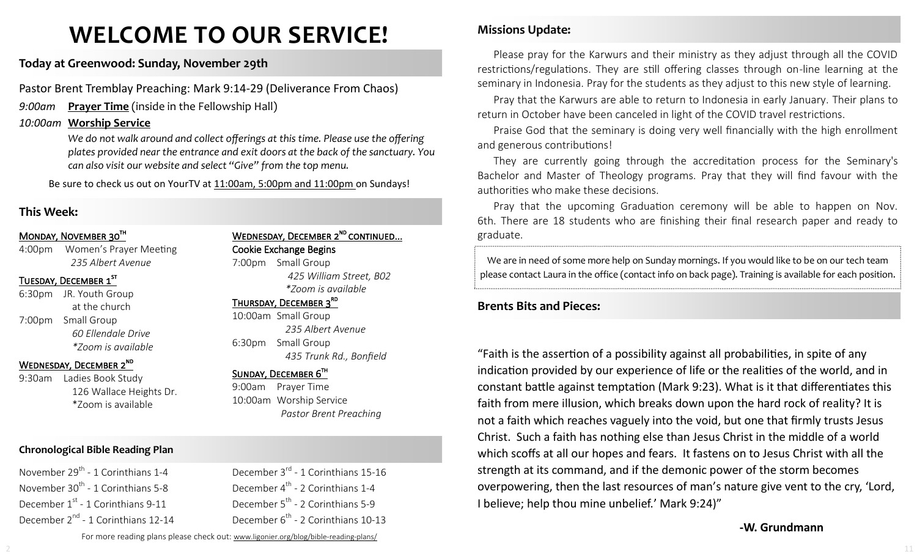# WELCOME TO OUR SERVICE!

## Today at Greenwood: Sunday, November 29th

Pastor Brent Tremblay Preaching: Mark 9:14-29 (Deliverance From Chaos)

*9:00am* **Prayer Time** (inside in the Fellowship Hall)

*10:00am* **Worship Service**

*We do not walk around and collect offerings at this time. Please use the offering plates provided near the entrance and exit doors at the back of the sanctuary. You can also visit our website and select "Give" from the top menu.*

Be sure to check us out on YourTV at 11:00am, 5:00pm and 11:00pm on Sundays!

## This Week:

**Monday, November 30th**

4:00pm Women's Prayer Meeting
*235 Albert Avenue*

**Tuesday, December 1st**

6:30pm JR. Youth Group
at the church

7:00pm Small Group
*60 Ellendale Drive*
**Zoom is available*

**Wednesday, December 2nd**

9:30am Ladies Book Study
126 Wallace Heights Dr.
*Zoom is available

**Wednesday, December 2nd continued...**

Cookie Exchange Begins

7:00pm Small Group
*425 William Street, B02*
**Zoom is available*

**Thursday, December 3rd**

10:00am Small Group
*235 Albert Avenue*

6:30pm Small Group
*435 Trunk Rd., Bonfield*

**Sunday, December 6th**

9:00am Prayer Time

10:00am Worship Service
*Pastor Brent Preaching*

## Chronological Bible Reading Plan

November 29th - 1 Corinthians 1-4
November 30th - 1 Corinthians 5-8
December 1st - 1 Corinthians 9-11
December 2nd - 1 Corinthians 12-14
December 3rd - 1 Corinthians 15-16
December 4th - 2 Corinthians 1-4
December 5th - 2 Corinthians 5-9
December 6th - 2 Corinthians 10-13

For more reading plans please check out: www.ligonier.org/blog/bible-reading-plans/

## Missions Update:

Please pray for the Karwurs and their ministry as they adjust through all the COVID restrictions/regulations. They are still offering classes through on-line learning at the seminary in Indonesia. Pray for the students as they adjust to this new style of learning.

Pray that the Karwurs are able to return to Indonesia in early January. Their plans to return in October have been canceled in light of the COVID travel restrictions.

Praise God that the seminary is doing very well financially with the high enrollment and generous contributions!

They are currently going through the accreditation process for the Seminary's Bachelor and Master of Theology programs. Pray that they will find favour with the authorities who make these decisions.

Pray that the upcoming Graduation ceremony will be able to happen on Nov. 6th. There are 18 students who are finishing their final research paper and ready to graduate.

We are in need of some more help on Sunday mornings. If you would like to be on our tech team please contact Laura in the office (contact info on back page). Training is available for each position.

## Brents Bits and Pieces:

"Faith is the assertion of a possibility against all probabilities, in spite of any indication provided by our experience of life or the realities of the world, and in constant battle against temptation (Mark 9:23). What is it that differentiates this faith from mere illusion, which breaks down upon the hard rock of reality? It is not a faith which reaches vaguely into the void, but one that firmly trusts Jesus Christ. Such a faith has nothing else than Jesus Christ in the middle of a world which scoffs at all our hopes and fears. It fastens on to Jesus Christ with all the strength at its command, and if the demonic power of the storm becomes overpowering, then the last resources of man's nature give vent to the cry, 'Lord, I believe; help thou mine unbelief.' Mark 9:24)"

**-W. Grundmann**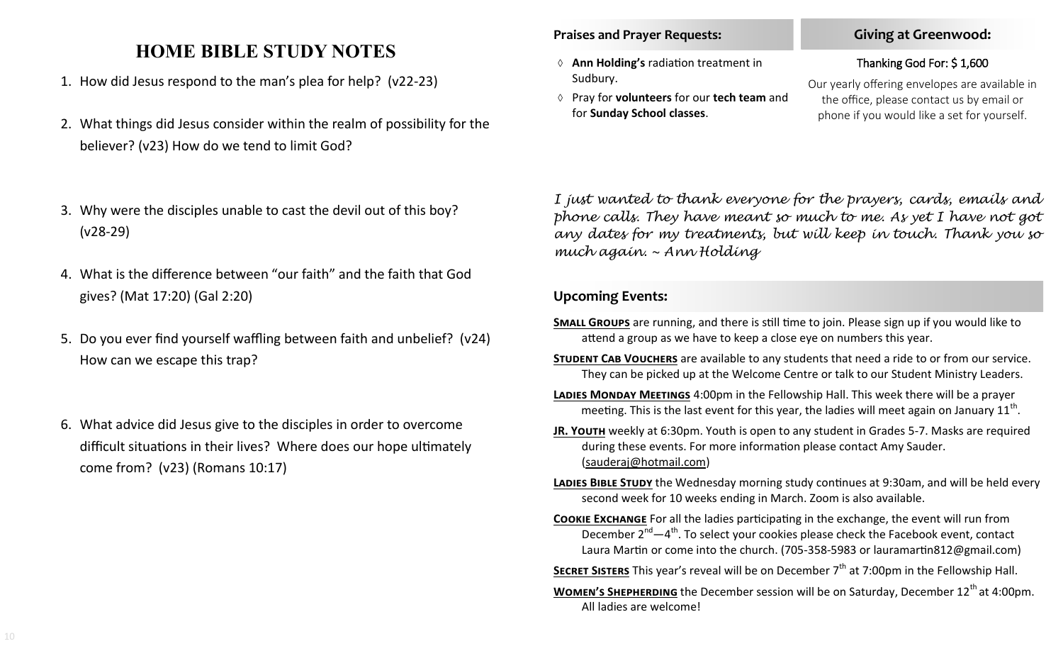# HOME BIBLE STUDY NOTES

1. How did Jesus respond to the man's plea for help? (v22-23)
2. What things did Jesus consider within the realm of possibility for the believer? (v23) How do we tend to limit God?
3. Why were the disciples unable to cast the devil out of this boy? (v28-29)
4. What is the difference between "our faith" and the faith that God gives? (Mat 17:20) (Gal 2:20)
5. Do you ever find yourself waffling between faith and unbelief? (v24) How can we escape this trap?
6. What advice did Jesus give to the disciples in order to overcome difficult situations in their lives? Where does our hope ultimately come from? (v23) (Romans 10:17)

## Praises and Prayer Requests:

- **Ann Holding's** radiation treatment in Sudbury.
- Pray for **volunteers** for our **tech team** and for **Sunday School classes**.

## Giving at Greenwood:

Thanking God For: $ 1,600

Our yearly offering envelopes are available in the office, please contact us by email or phone if you would like a set for yourself.

*I just wanted to thank everyone for the prayers, cards, emails and phone calls. They have meant so much to me. As yet I have not got any dates for my treatments, but will keep in touch. Thank you so much again. ~ Ann Holding*

## Upcoming Events:

**Small Groups** are running, and there is still time to join. Please sign up if you would like to attend a group as we have to keep a close eye on numbers this year.

**Student Cab Vouchers** are available to any students that need a ride to or from our service. They can be picked up at the Welcome Centre or talk to our Student Ministry Leaders.

**Ladies Monday Meetings** 4:00pm in the Fellowship Hall. This week there will be a prayer meeting. This is the last event for this year, the ladies will meet again on January 11th.

**Jr. Youth** weekly at 6:30pm. Youth is open to any student in Grades 5-7. Masks are required during these events. For more information please contact Amy Sauder. (sauderaj@hotmail.com)

**Ladies Bible Study** the Wednesday morning study continues at 9:30am, and will be held every second week for 10 weeks ending in March. Zoom is also available.

**Cookie Exchange** For all the ladies participating in the exchange, the event will run from December 2nd—4th. To select your cookies please check the Facebook event, contact Laura Martin or come into the church. (705-358-5983 or lauramartin812@gmail.com)

**Secret Sisters** This year's reveal will be on December 7th at 7:00pm in the Fellowship Hall.

**Women's Shepherding** the December session will be on Saturday, December 12th at 4:00pm. All ladies are welcome!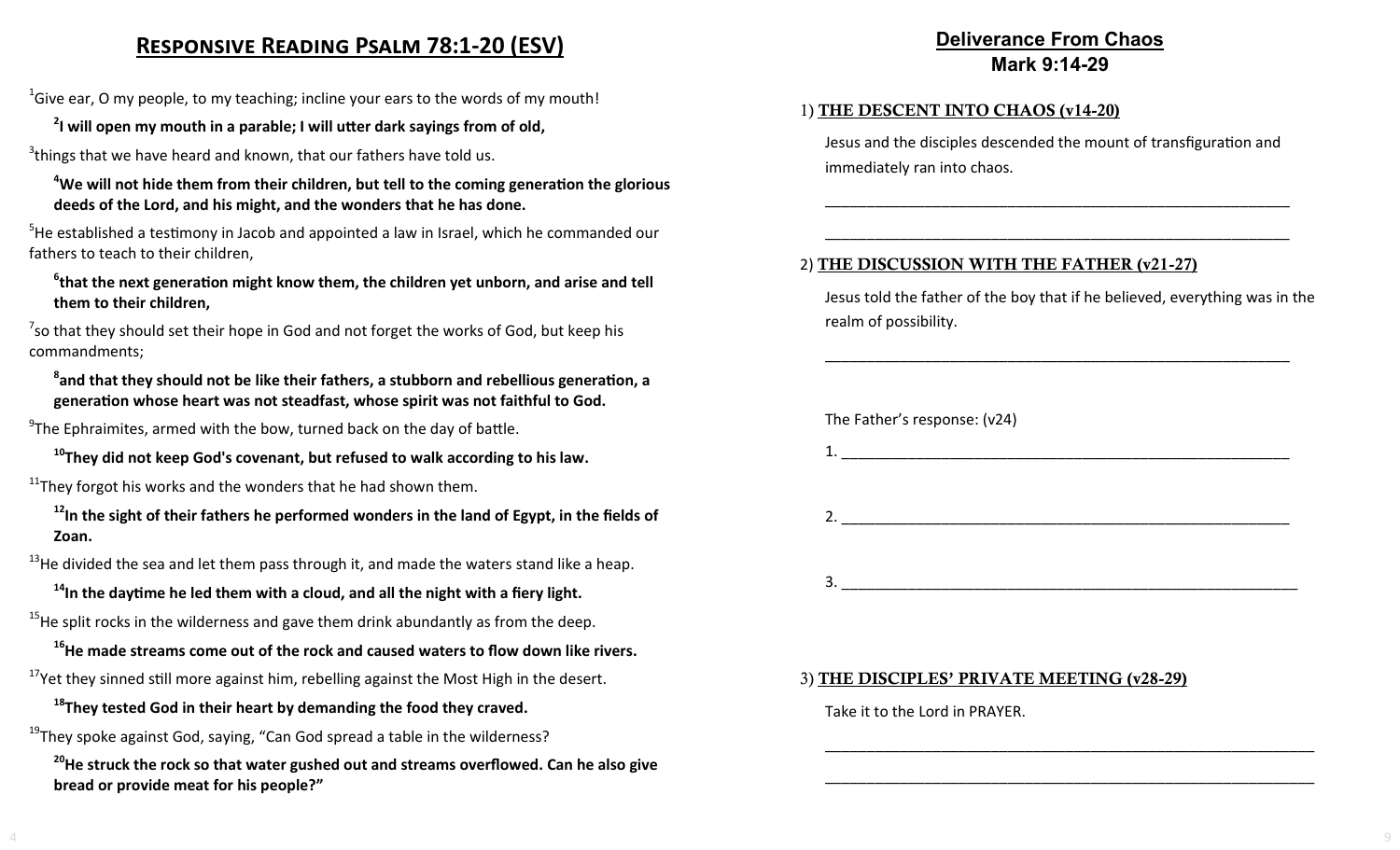## Responsive Reading Psalm 78:1-20 (ESV)

[1]Give ear, O my people, to my teaching; incline your ears to the words of my mouth!

**[2]I will open my mouth in a parable; I will utter dark sayings from of old,**

[3]things that we have heard and known, that our fathers have told us.

**[4]We will not hide them from their children, but tell to the coming generation the glorious deeds of the Lord, and his might, and the wonders that he has done.**

[5]He established a testimony in Jacob and appointed a law in Israel, which he commanded our fathers to teach to their children,

**[6]that the next generation might know them, the children yet unborn, and arise and tell them to their children,**

[7]so that they should set their hope in God and not forget the works of God, but keep his commandments;

**[8]and that they should not be like their fathers, a stubborn and rebellious generation, a generation whose heart was not steadfast, whose spirit was not faithful to God.**

[9]The Ephraimites, armed with the bow, turned back on the day of battle.

**[10]They did not keep God's covenant, but refused to walk according to his law.**

[11]They forgot his works and the wonders that he had shown them.

**[12]In the sight of their fathers he performed wonders in the land of Egypt, in the fields of Zoan.**

[13]He divided the sea and let them pass through it, and made the waters stand like a heap.

**[14]In the daytime he led them with a cloud, and all the night with a fiery light.**

[15]He split rocks in the wilderness and gave them drink abundantly as from the deep.

**[16]He made streams come out of the rock and caused waters to flow down like rivers.**

[17]Yet they sinned still more against him, rebelling against the Most High in the desert.

**[18]They tested God in their heart by demanding the food they craved.**

[19]They spoke against God, saying, "Can God spread a table in the wilderness?

**[20]He struck the rock so that water gushed out and streams overflowed. Can he also give bread or provide meat for his people?"**

## Deliverance From Chaos
### Mark 9:14-29

1) **THE DESCENT INTO CHAOS (v14-20)**

Jesus and the disciples descended the mount of transfiguration and immediately ran into chaos.

___________________________________________________________

___________________________________________________________

2) **THE DISCUSSION WITH THE FATHER (v21-27)**

Jesus told the father of the boy that if he believed, everything was in the realm of possibility.

___________________________________________________________

The Father's response: (v24)

1. _________________________________________________________

2. _________________________________________________________

3. _________________________________________________________

3) **THE DISCIPLES' PRIVATE MEETING (v28-29)**

Take it to the Lord in PRAYER.

___________________________________________________________

___________________________________________________________